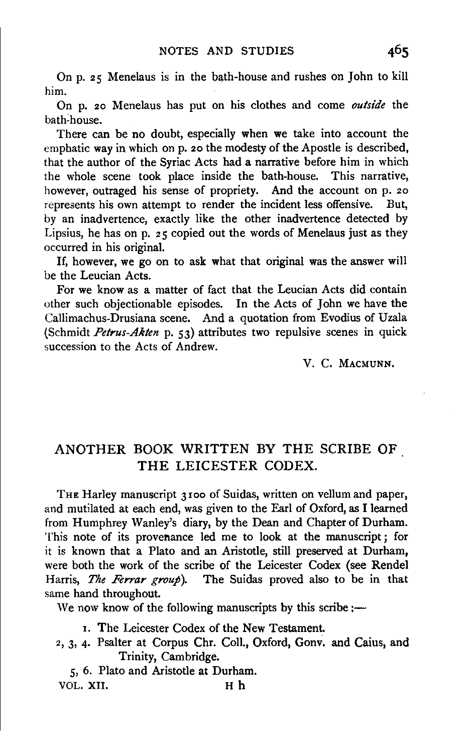On p. 25 Menelaus is in the bath-house and rushes on John to kill him.

On p. 20 Menelaus has put on his clothes and come *outside* the bath-house.

There can be no doubt, especially when we take into account the emphatic way in which on p. 20 the modesty of the Apostle is described, that the author of the Syriac Acts had a narrative before him in which the whole scene took place inside the bath-house. This narrative, however, outraged his sense of propriety. And the account on p. 20 represents his own attempt to render the incident less offensive. But, by an inadvertence, exactly like the other inadvertence detected by Lipsius, he has on p. 25 copied out the words of Menelaus just as they occurred in his original.

If, however, we go on to ask what that original was the answer will be the Leucian Acts.

For we know as a matter of fact that the Leucian Acts did contain other such objectionable episodes. In the Acts of John we have the Callimachus-Drusiana scene. And a quotation from Evodius of Uzala (Schmidt *Petrus-Akten* p. 53) attributes two repulsive scenes in quick succession to the Acts of Andrew.

V. C. MACMUNN.

## ANOTHER BOOK WRITTEN BY THE SCRIBE OF THE LEICESTER CODEX.

THE Harley manuscript 3100 of Suidas, written on vellum and paper, and mutilated at each end, was given to the Earl of Oxford, as I learned from Humphrey Wanley's diary, by the Dean and Chapter of Durham. This note of its provenance led me to look at the manuscript; for it is known that a Plato and an Aristotle, still preserved at Durham, were both the work of the scribe of the Leicester Codex (see Rendel Harris, *The Ferrar group*). The Suidas proved also to be in that same hand throughout.

We now know of the following manuscripts by this scribe:—

1. The Leicester Codex of the New Testament.

2, 3, 4. Psalter at Corpus Chr. Coll., Oxford, Gonv. and Caius, and Trinity, Cambridge.

5, 6. Plato and Aristotle at Durham.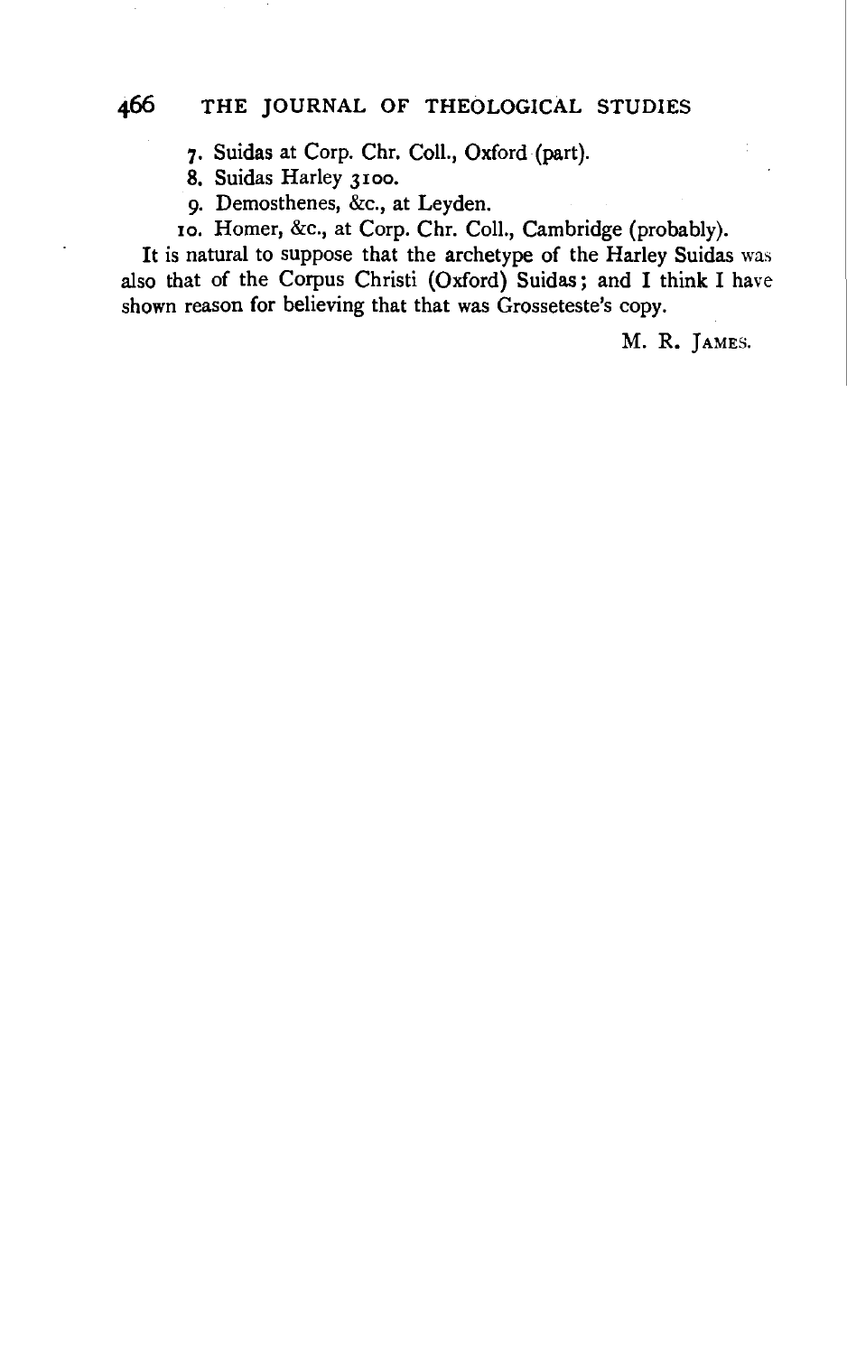7. Suidas at Corp. Chr. Coll., Oxford (part).
8. Suidas Harley 3100.
9. Demosthenes, &c., at Leyden.
10. Homer, &c., at Corp. Chr. Coll., Cambridge (probably).

It is natural to suppose that the archetype of the Harley Suidas was also that of the Corpus Christi (Oxford) Suidas; and I think I have shown reason for believing that that was Grosseteste's copy.

M. R. JAMES.